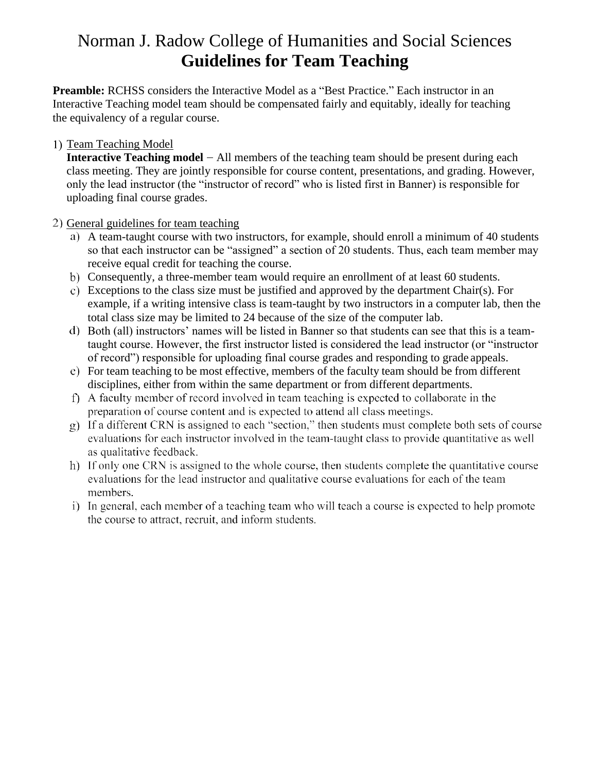# Norman J. Radow College of Humanities and Social Sciences
## Guidelines for Team Teaching

**Preamble:** RCHSS considers the Interactive Model as a "Best Practice." Each instructor in an Interactive Teaching model team should be compensated fairly and equitably, ideally for teaching the equivalency of a regular course.

1) <u>Team Teaching Model</u>
   **Interactive Teaching model** – All members of the teaching team should be present during each class meeting. They are jointly responsible for course content, presentations, and grading. However, only the lead instructor (the "instructor of record" who is listed first in Banner) is responsible for uploading final course grades.

2) <u>General guidelines for team teaching</u>
   a) A team-taught course with two instructors, for example, should enroll a minimum of 40 students so that each instructor can be "assigned" a section of 20 students. Thus, each team member may receive equal credit for teaching the course.
   b) Consequently, a three-member team would require an enrollment of at least 60 students.
   c) Exceptions to the class size must be justified and approved by the department Chair(s). For example, if a writing intensive class is team-taught by two instructors in a computer lab, then the total class size may be limited to 24 because of the size of the computer lab.
   d) Both (all) instructors' names will be listed in Banner so that students can see that this is a team-taught course. However, the first instructor listed is considered the lead instructor (or "instructor of record") responsible for uploading final course grades and responding to grade appeals.
   e) For team teaching to be most effective, members of the faculty team should be from different disciplines, either from within the same department or from different departments.
   f) A faculty member of record involved in team teaching is expected to collaborate in the preparation of course content and is expected to attend all class meetings.
   g) If a different CRN is assigned to each "section," then students must complete both sets of course evaluations for each instructor involved in the team-taught class to provide quantitative as well as qualitative feedback.
   h) If only one CRN is assigned to the whole course, then students complete the quantitative course evaluations for the lead instructor and qualitative course evaluations for each of the team members.
   i) In general, each member of a teaching team who will teach a course is expected to help promote the course to attract, recruit, and inform students.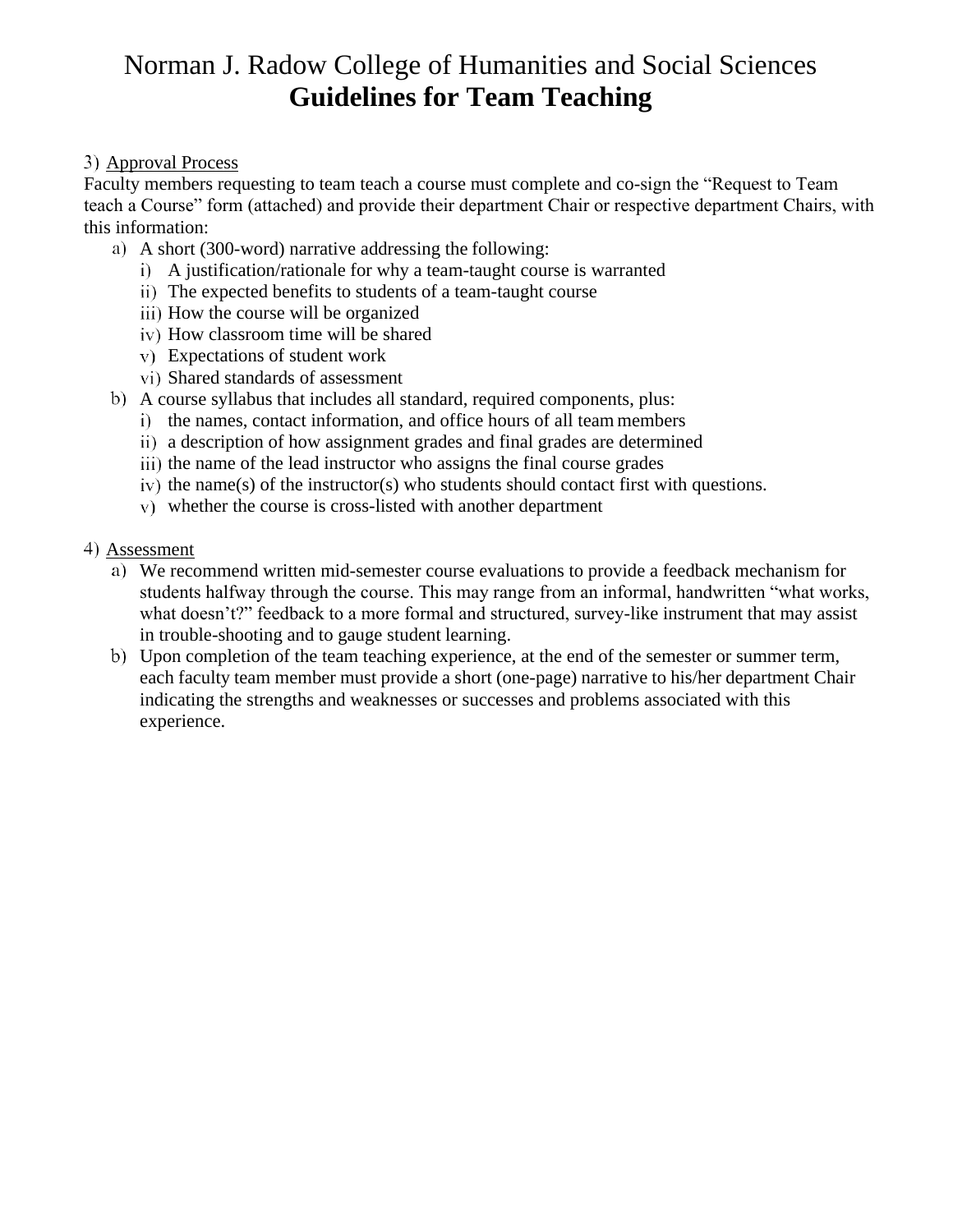# Norman J. Radow College of Humanities and Social Sciences
## **Guidelines for Team Teaching**

3) Approval Process

Faculty members requesting to team teach a course must complete and co-sign the "Request to Team teach a Course" form (attached) and provide their department Chair or respective department Chairs, with this information:

a) A short (300-word) narrative addressing the following:
   i) A justification/rationale for why a team-taught course is warranted
   ii) The expected benefits to students of a team-taught course
   iii) How the course will be organized
   iv) How classroom time will be shared
   v) Expectations of student work
   vi) Shared standards of assessment
b) A course syllabus that includes all standard, required components, plus:
   i) the names, contact information, and office hours of all team members
   ii) a description of how assignment grades and final grades are determined
   iii) the name of the lead instructor who assigns the final course grades
   iv) the name(s) of the instructor(s) who students should contact first with questions.
   v) whether the course is cross-listed with another department

4) Assessment

a) We recommend written mid-semester course evaluations to provide a feedback mechanism for students halfway through the course. This may range from an informal, handwritten "what works, what doesn't?" feedback to a more formal and structured, survey-like instrument that may assist in trouble-shooting and to gauge student learning.
b) Upon completion of the team teaching experience, at the end of the semester or summer term, each faculty team member must provide a short (one-page) narrative to his/her department Chair indicating the strengths and weaknesses or successes and problems associated with this experience.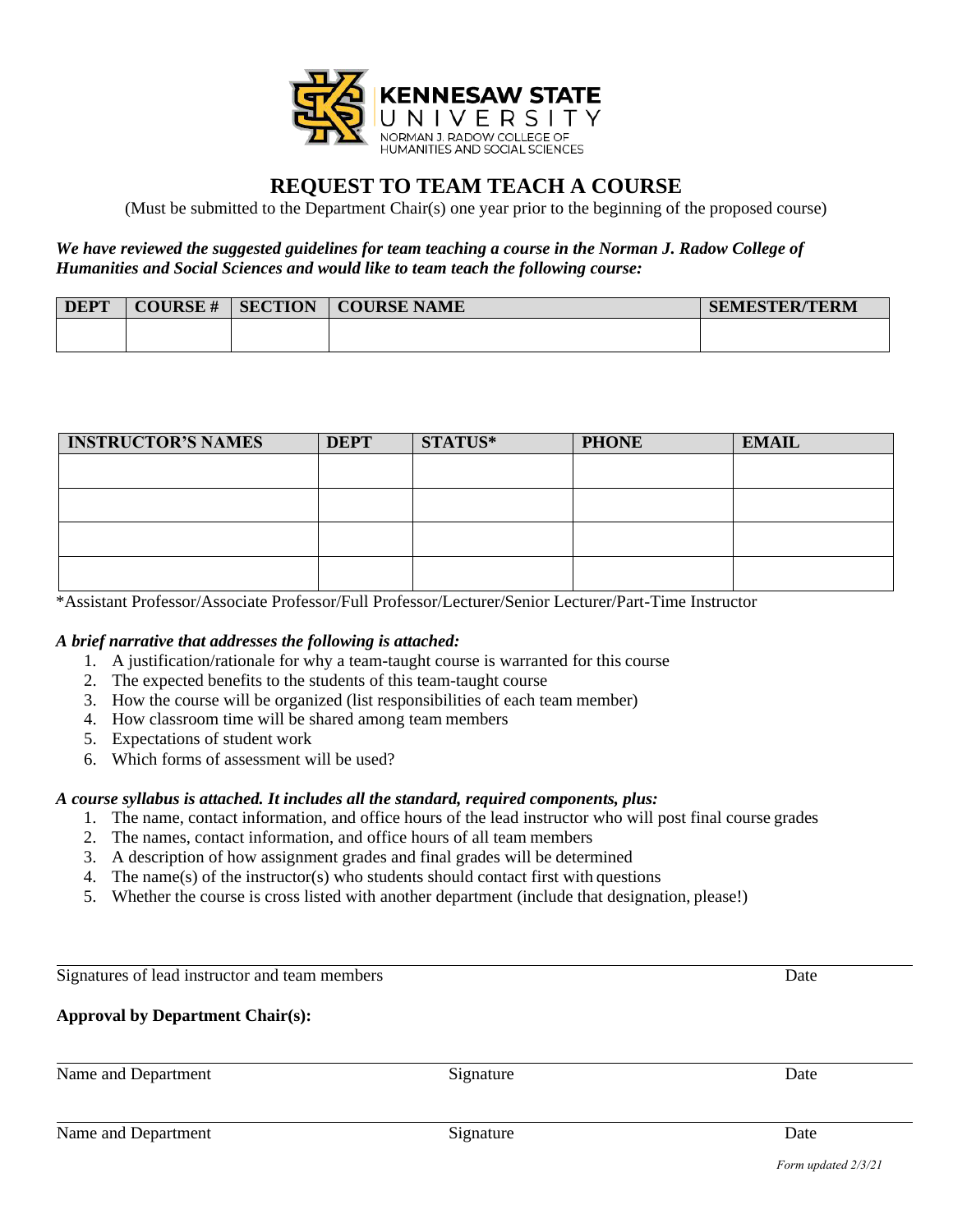KENNESAW STATE UNIVERSITY
NORMAN J. RADOW COLLEGE OF HUMANITIES AND SOCIAL SCIENCES

# REQUEST TO TEAM TEACH A COURSE

(Must be submitted to the Department Chair(s) one year prior to the beginning of the proposed course)

***We have reviewed the suggested guidelines for team teaching a course in the Norman J. Radow College of Humanities and Social Sciences and would like to team teach the following course:***

| DEPT | COURSE # | SECTION | COURSE NAME | SEMESTER/TERM |
|---|---|---|---|---|
| | | | | |

| INSTRUCTOR'S NAMES | DEPT | STATUS* | PHONE | EMAIL |
|---|---|---|---|---|
| | | | | |
| | | | | |
| | | | | |
| | | | | |

*Assistant Professor/Associate Professor/Full Professor/Lecturer/Senior Lecturer/Part-Time Instructor

***A brief narrative that addresses the following is attached:***

1. A justification/rationale for why a team-taught course is warranted for this course
2. The expected benefits to the students of this team-taught course
3. How the course will be organized (list responsibilities of each team member)
4. How classroom time will be shared among team members
5. Expectations of student work
6. Which forms of assessment will be used?

***A course syllabus is attached. It includes all the standard, required components, plus:***

1. The name, contact information, and office hours of the lead instructor who will post final course grades
2. The names, contact information, and office hours of all team members
3. A description of how assignment grades and final grades will be determined
4. The name(s) of the instructor(s) who students should contact first with questions
5. Whether the course is cross listed with another department (include that designation, please!)

______________________________________________________________________

Signatures of lead instructor and team members  Date

**Approval by Department Chair(s):**

______________________________________________________________________

Name and Department  Signature  Date

______________________________________________________________________

Name and Department  Signature  Date

*Form updated 2/3/21*